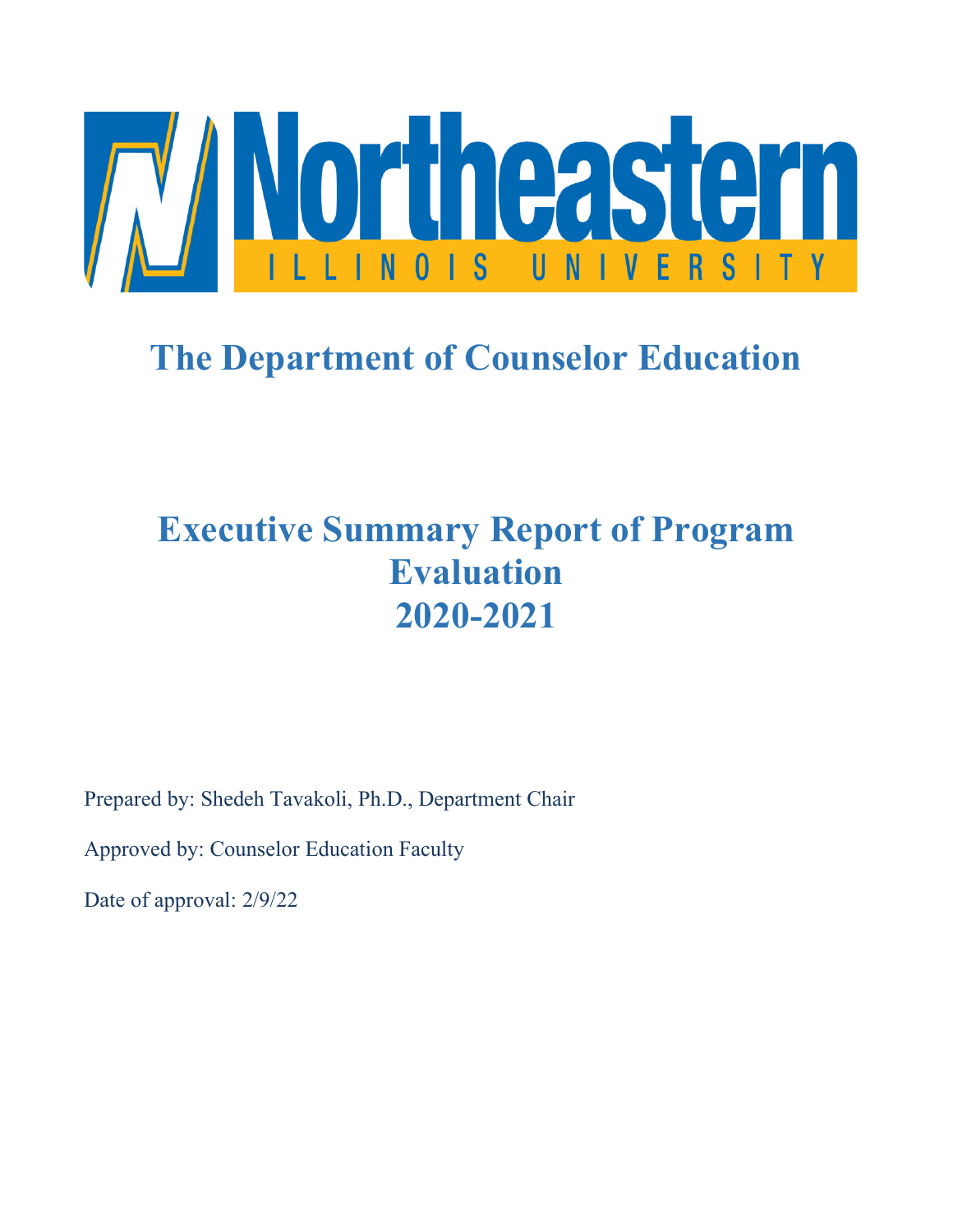# Northeastern Illinois University

# The Department of Counselor Education

# Executive Summary Report of Program Evaluation 2020-2021

Prepared by: Shedeh Tavakoli, Ph.D., Department Chair

Approved by: Counselor Education Faculty

Date of approval: 2/9/22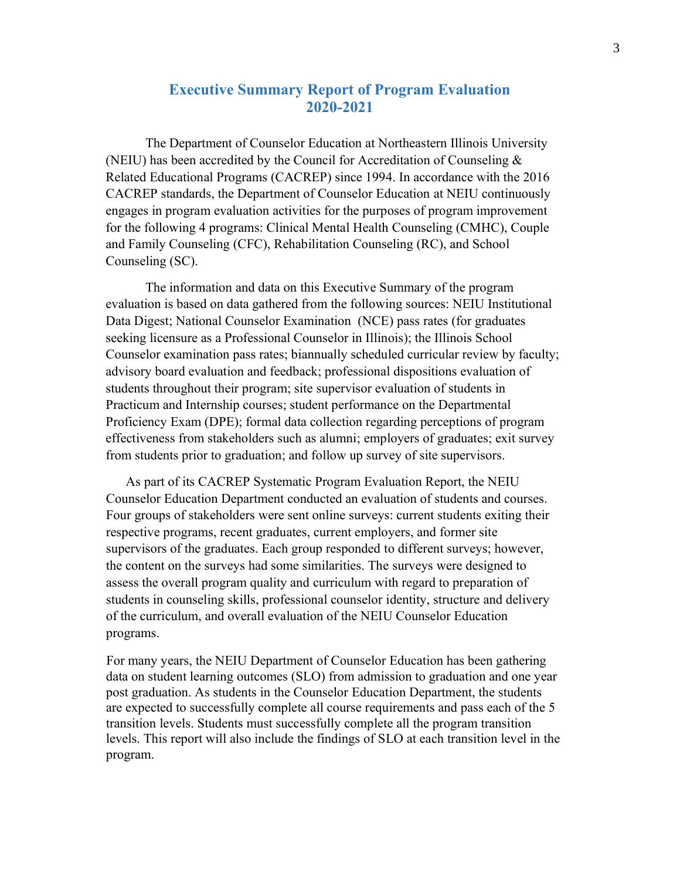# Executive Summary Report of Program Evaluation 2020-2021

The Department of Counselor Education at Northeastern Illinois University (NEIU) has been accredited by the Council for Accreditation of Counseling & Related Educational Programs (CACREP) since 1994. In accordance with the 2016 CACREP standards, the Department of Counselor Education at NEIU continuously engages in program evaluation activities for the purposes of program improvement for the following 4 programs: Clinical Mental Health Counseling (CMHC), Couple and Family Counseling (CFC), Rehabilitation Counseling (RC), and School Counseling (SC).

The information and data on this Executive Summary of the program evaluation is based on data gathered from the following sources: NEIU Institutional Data Digest; National Counselor Examination (NCE) pass rates (for graduates seeking licensure as a Professional Counselor in Illinois); the Illinois School Counselor examination pass rates; biannually scheduled curricular review by faculty; advisory board evaluation and feedback; professional dispositions evaluation of students throughout their program; site supervisor evaluation of students in Practicum and Internship courses; student performance on the Departmental Proficiency Exam (DPE); formal data collection regarding perceptions of program effectiveness from stakeholders such as alumni; employers of graduates; exit survey from students prior to graduation; and follow up survey of site supervisors.

As part of its CACREP Systematic Program Evaluation Report, the NEIU Counselor Education Department conducted an evaluation of students and courses. Four groups of stakeholders were sent online surveys: current students exiting their respective programs, recent graduates, current employers, and former site supervisors of the graduates. Each group responded to different surveys; however, the content on the surveys had some similarities. The surveys were designed to assess the overall program quality and curriculum with regard to preparation of students in counseling skills, professional counselor identity, structure and delivery of the curriculum, and overall evaluation of the NEIU Counselor Education programs.

For many years, the NEIU Department of Counselor Education has been gathering data on student learning outcomes (SLO) from admission to graduation and one year post graduation. As students in the Counselor Education Department, the students are expected to successfully complete all course requirements and pass each of the 5 transition levels. Students must successfully complete all the program transition levels. This report will also include the findings of SLO at each transition level in the program.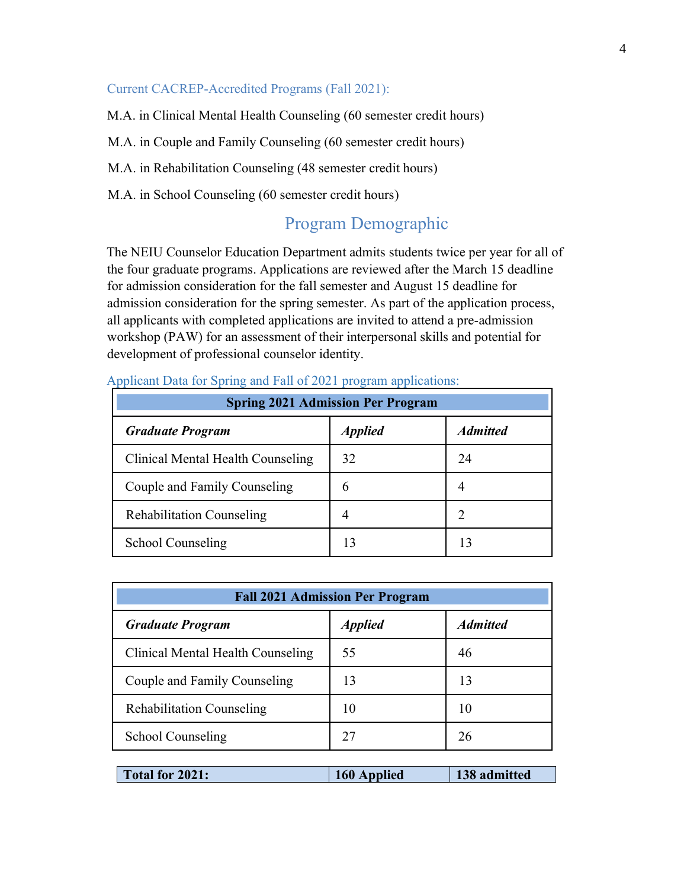### Current CACREP-Accredited Programs (Fall 2021):

M.A. in Clinical Mental Health Counseling (60 semester credit hours)

M.A. in Couple and Family Counseling (60 semester credit hours)

M.A. in Rehabilitation Counseling (48 semester credit hours)

M.A. in School Counseling (60 semester credit hours)

## Program Demographic

The NEIU Counselor Education Department admits students twice per year for all of the four graduate programs. Applications are reviewed after the March 15 deadline for admission consideration for the fall semester and August 15 deadline for admission consideration for the spring semester. As part of the application process, all applicants with completed applications are invited to attend a pre-admission workshop (PAW) for an assessment of their interpersonal skills and potential for development of professional counselor identity.

### Applicant Data for Spring and Fall of 2021 program applications:

| **Spring 2021 Admission Per Program** | | |
|---|---|---|
| ***Graduate Program*** | ***Applied*** | ***Admitted*** |
| Clinical Mental Health Counseling | 32 | 24 |
| Couple and Family Counseling | 6 | 4 |
| Rehabilitation Counseling | 4 | 2 |
| School Counseling | 13 | 13 |

| **Fall 2021 Admission Per Program** | | |
|---|---|---|
| ***Graduate Program*** | ***Applied*** | ***Admitted*** |
| Clinical Mental Health Counseling | 55 | 46 |
| Couple and Family Counseling | 13 | 13 |
| Rehabilitation Counseling | 10 | 10 |
| School Counseling | 27 | 26 |

| **Total for 2021:** | **160 Applied** | **138 admitted** |
|---|---|---|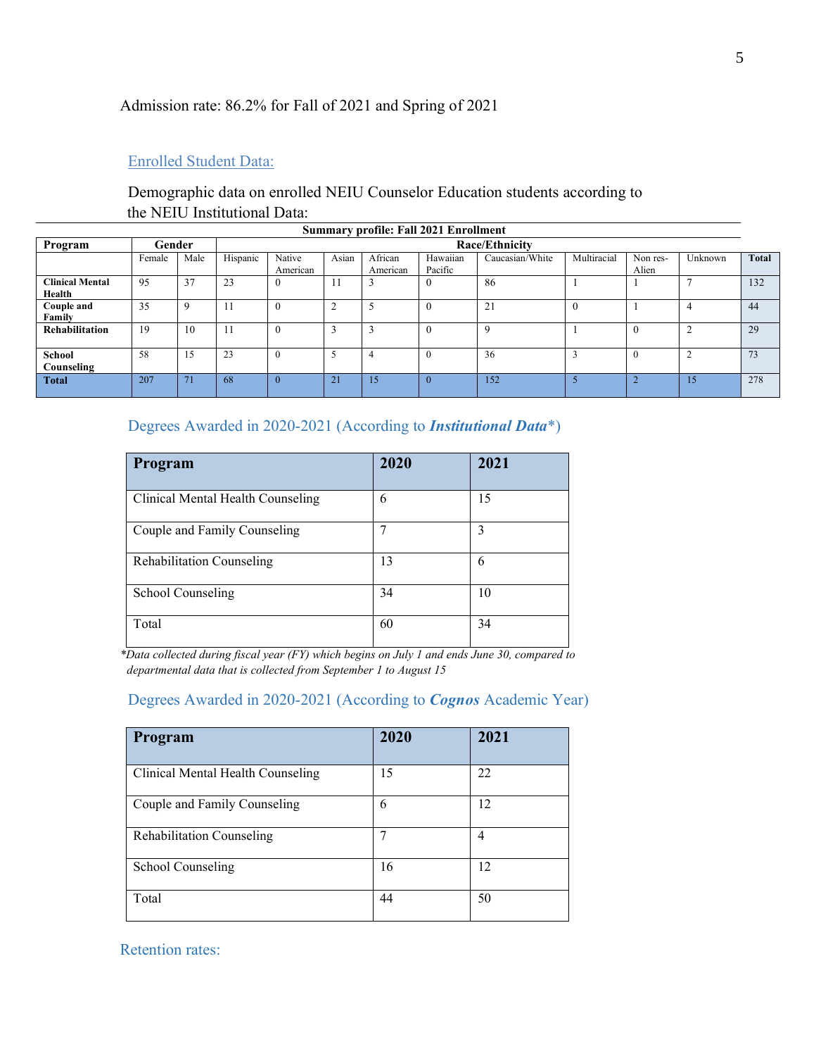Admission rate: 86.2% for Fall of 2021 and Spring of 2021

## Enrolled Student Data:

Demographic data on enrolled NEIU Counselor Education students according to the NEIU Institutional Data:

**Summary profile: Fall 2021 Enrollment**

| Program | Gender | | Race/Ethnicity | | | | | | | | | |
|---|---|---|---|---|---|---|---|---|---|---|---|---|
| | Female | Male | Hispanic | Native American | Asian | African American | Hawaiian Pacific | Caucasian/White | Multiracial | Non res-Alien | Unknown | Total |
| **Clinical Mental Health** | 95 | 37 | 23 | 0 | 11 | 3 | 0 | 86 | 1 | 1 | 7 | 132 |
| **Couple and Family** | 35 | 9 | 11 | 0 | 2 | 5 | 0 | 21 | 0 | 1 | 4 | 44 |
| **Rehabilitation** | 19 | 10 | 11 | 0 | 3 | 3 | 0 | 9 | 1 | 0 | 2 | 29 |
| **School Counseling** | 58 | 15 | 23 | 0 | 5 | 4 | 0 | 36 | 3 | 0 | 2 | 73 |
| **Total** | 207 | 71 | 68 | 0 | 21 | 15 | 0 | 152 | 5 | 2 | 15 | 278 |

## Degrees Awarded in 2020-2021 (According to ***Institutional Data****)

| Program | 2020 | 2021 |
|---|---|---|
| Clinical Mental Health Counseling | 6 | 15 |
| Couple and Family Counseling | 7 | 3 |
| Rehabilitation Counseling | 13 | 6 |
| School Counseling | 34 | 10 |
| Total | 60 | 34 |

*\*Data collected during fiscal year (FY) which begins on July 1 and ends June 30, compared to departmental data that is collected from September 1 to August 15*

## Degrees Awarded in 2020-2021 (According to ***Cognos*** Academic Year)

| Program | 2020 | 2021 |
|---|---|---|
| Clinical Mental Health Counseling | 15 | 22 |
| Couple and Family Counseling | 6 | 12 |
| Rehabilitation Counseling | 7 | 4 |
| School Counseling | 16 | 12 |
| Total | 44 | 50 |

## Retention rates: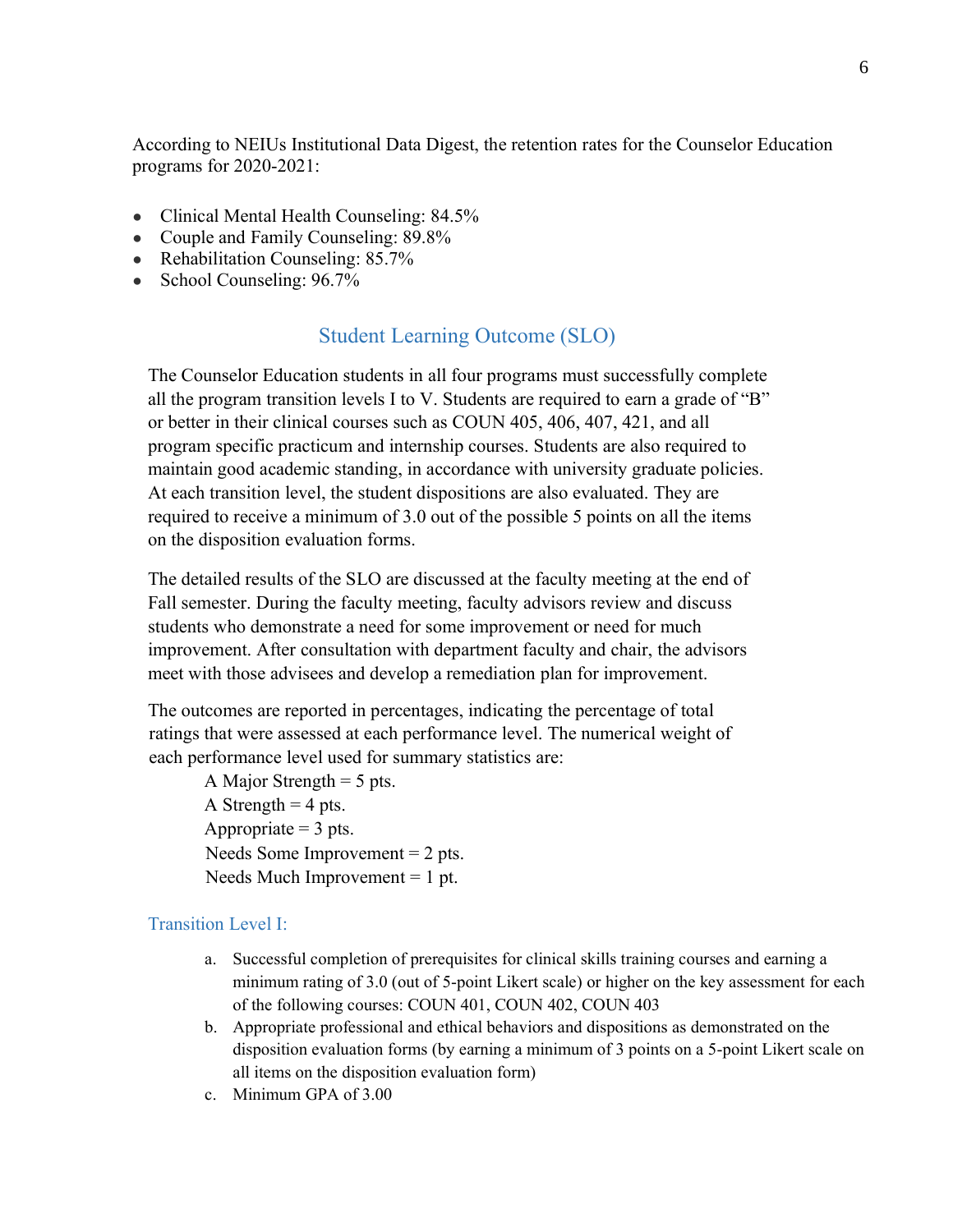According to NEIUs Institutional Data Digest, the retention rates for the Counselor Education programs for 2020-2021:

- Clinical Mental Health Counseling: 84.5%
- Couple and Family Counseling: 89.8%
- Rehabilitation Counseling: 85.7%
- School Counseling: 96.7%

## Student Learning Outcome (SLO)

The Counselor Education students in all four programs must successfully complete all the program transition levels I to V. Students are required to earn a grade of "B" or better in their clinical courses such as COUN 405, 406, 407, 421, and all program specific practicum and internship courses. Students are also required to maintain good academic standing, in accordance with university graduate policies. At each transition level, the student dispositions are also evaluated. They are required to receive a minimum of 3.0 out of the possible 5 points on all the items on the disposition evaluation forms.

The detailed results of the SLO are discussed at the faculty meeting at the end of Fall semester. During the faculty meeting, faculty advisors review and discuss students who demonstrate a need for some improvement or need for much improvement. After consultation with department faculty and chair, the advisors meet with those advisees and develop a remediation plan for improvement.

The outcomes are reported in percentages, indicating the percentage of total ratings that were assessed at each performance level. The numerical weight of each performance level used for summary statistics are:

A Major Strength = 5 pts.  
A Strength = 4 pts.  
Appropriate = 3 pts.  
Needs Some Improvement = 2 pts.  
Needs Much Improvement = 1 pt.

### Transition Level I:

a. Successful completion of prerequisites for clinical skills training courses and earning a minimum rating of 3.0 (out of 5-point Likert scale) or higher on the key assessment for each of the following courses: COUN 401, COUN 402, COUN 403
b. Appropriate professional and ethical behaviors and dispositions as demonstrated on the disposition evaluation forms (by earning a minimum of 3 points on a 5-point Likert scale on all items on the disposition evaluation form)
c. Minimum GPA of 3.00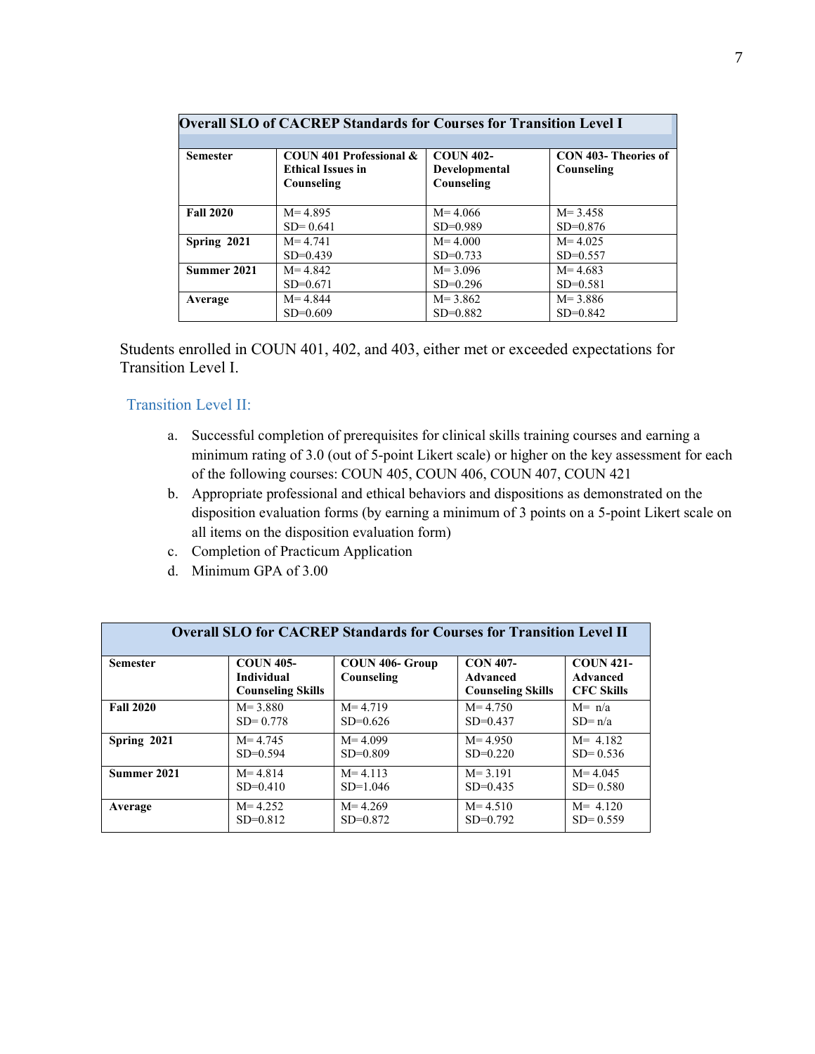| Overall SLO of CACREP Standards for Courses for Transition Level I | | | |
|---|---|---|---|
| **Semester** | **COUN 401 Professional & Ethical Issues in Counseling** | **COUN 402- Developmental Counseling** | **CON 403- Theories of Counseling** |
| **Fall 2020** | M= 4.895<br>SD= 0.641 | M= 4.066<br>SD=0.989 | M= 3.458<br>SD=0.876 |
| **Spring 2021** | M= 4.741<br>SD=0.439 | M= 4.000<br>SD=0.733 | M= 4.025<br>SD=0.557 |
| **Summer 2021** | M= 4.842<br>SD=0.671 | M= 3.096<br>SD=0.296 | M= 4.683<br>SD=0.581 |
| **Average** | M= 4.844<br>SD=0.609 | M= 3.862<br>SD=0.882 | M= 3.886<br>SD=0.842 |

Students enrolled in COUN 401, 402, and 403, either met or exceeded expectations for Transition Level I.

### Transition Level II:

a. Successful completion of prerequisites for clinical skills training courses and earning a minimum rating of 3.0 (out of 5-point Likert scale) or higher on the key assessment for each of the following courses: COUN 405, COUN 406, COUN 407, COUN 421
b. Appropriate professional and ethical behaviors and dispositions as demonstrated on the disposition evaluation forms (by earning a minimum of 3 points on a 5-point Likert scale on all items on the disposition evaluation form)
c. Completion of Practicum Application
d. Minimum GPA of 3.00

| Overall SLO for CACREP Standards for Courses for Transition Level II | | | | |
|---|---|---|---|---|
| **Semester** | **COUN 405- Individual Counseling Skills** | **COUN 406- Group Counseling** | **CON 407- Advanced Counseling Skills** | **COUN 421- Advanced CFC Skills** |
| **Fall 2020** | M= 3.880<br>SD= 0.778 | M= 4.719<br>SD=0.626 | M= 4.750<br>SD=0.437 | M= n/a<br>SD= n/a |
| **Spring 2021** | M= 4.745<br>SD=0.594 | M= 4.099<br>SD=0.809 | M= 4.950<br>SD=0.220 | M= 4.182<br>SD= 0.536 |
| **Summer 2021** | M= 4.814<br>SD=0.410 | M= 4.113<br>SD=1.046 | M= 3.191<br>SD=0.435 | M= 4.045<br>SD= 0.580 |
| **Average** | M= 4.252<br>SD=0.812 | M= 4.269<br>SD=0.872 | M= 4.510<br>SD=0.792 | M= 4.120<br>SD= 0.559 |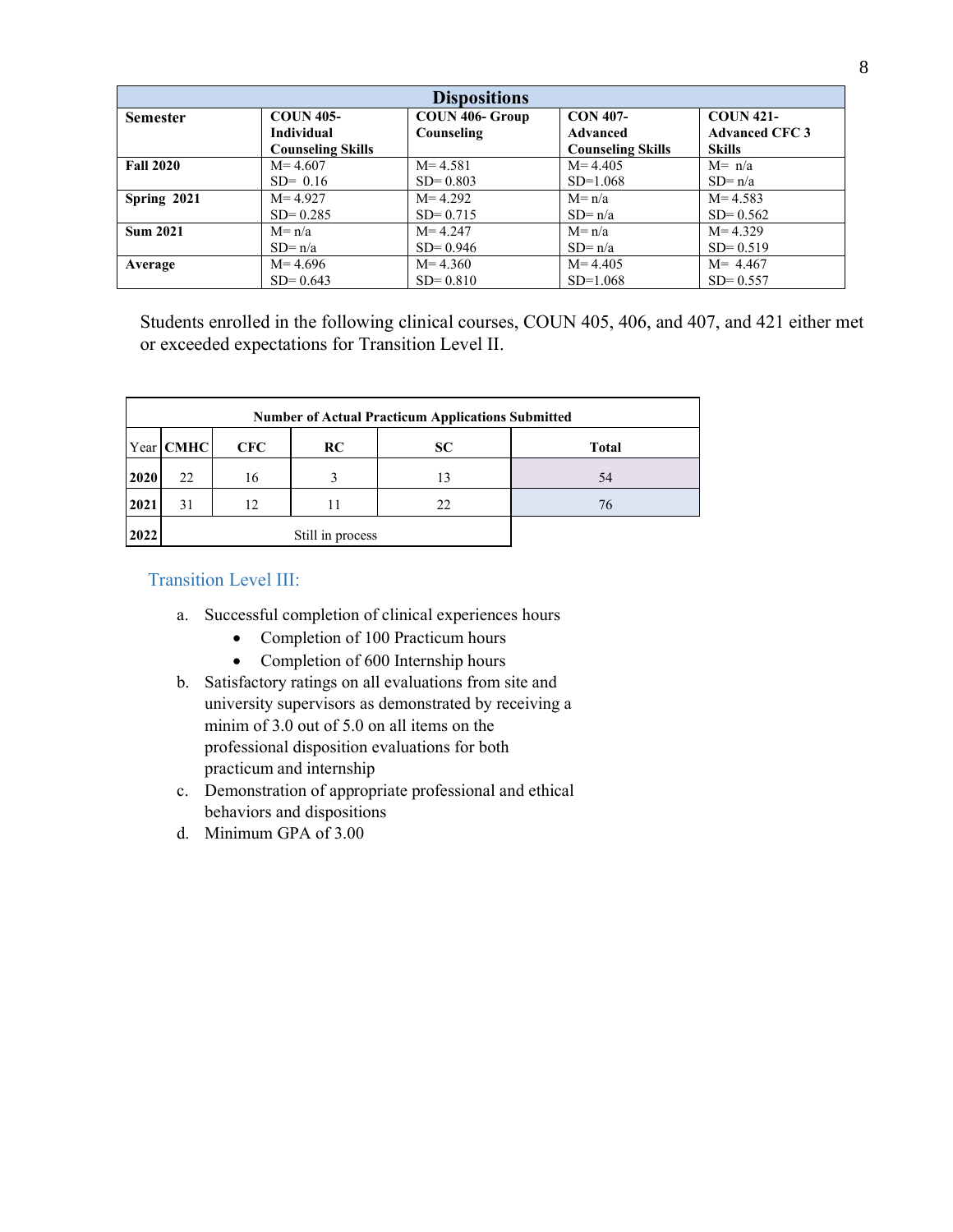| Dispositions | | | | |
|---|---|---|---|---|
| **Semester** | **COUN 405- Individual Counseling Skills** | **COUN 406- Group Counseling** | **CON 407- Advanced Counseling Skills** | **COUN 421- Advanced CFC 3 Skills** |
| **Fall 2020** | M= 4.607 SD= 0.16 | M= 4.581 SD= 0.803 | M= 4.405 SD=1.068 | M= n/a SD= n/a |
| **Spring 2021** | M= 4.927 SD= 0.285 | M= 4.292 SD= 0.715 | M= n/a SD= n/a | M= 4.583 SD= 0.562 |
| **Sum 2021** | M= n/a SD= n/a | M= 4.247 SD= 0.946 | M= n/a SD= n/a | M= 4.329 SD= 0.519 |
| **Average** | M= 4.696 SD= 0.643 | M= 4.360 SD= 0.810 | M= 4.405 SD=1.068 | M= 4.467 SD= 0.557 |

Students enrolled in the following clinical courses, COUN 405, 406, and 407, and 421 either met or exceeded expectations for Transition Level II.

| Number of Actual Practicum Applications Submitted | | | | | |
|---|---|---|---|---|---|
| Year | **CMHC** | **CFC** | **RC** | **SC** | **Total** |
| **2020** | 22 | 16 | 3 | 13 | 54 |
| **2021** | 31 | 12 | 11 | 22 | 76 |
| **2022** | Still in process | | | | |

### Transition Level III:

a. Successful completion of clinical experiences hours
    - Completion of 100 Practicum hours
    - Completion of 600 Internship hours
b. Satisfactory ratings on all evaluations from site and university supervisors as demonstrated by receiving a minim of 3.0 out of 5.0 on all items on the professional disposition evaluations for both practicum and internship
c. Demonstration of appropriate professional and ethical behaviors and dispositions
d. Minimum GPA of 3.00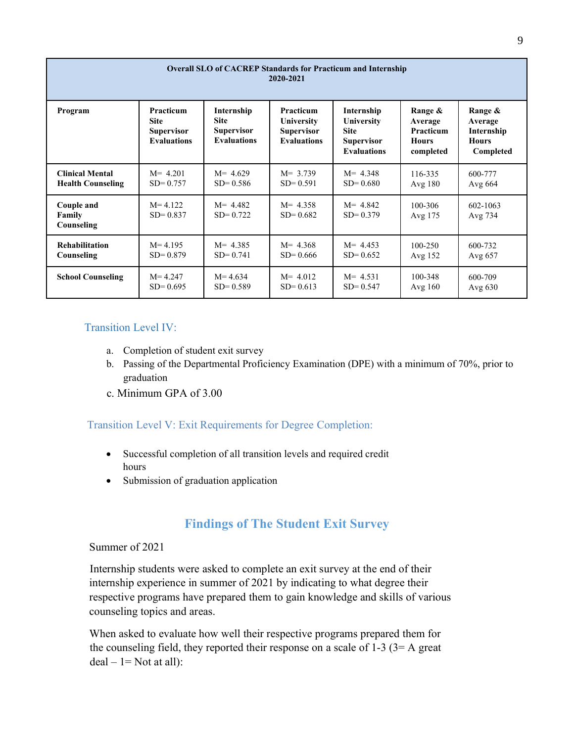| Overall SLO of CACREP Standards for Practicum and Internship 2020-2021 | | | | | | |
|---|---|---|---|---|---|---|
| **Program** | **Practicum Site Supervisor Evaluations** | **Internship Site Supervisor Evaluations** | **Practicum University Supervisor Evaluations** | **Internship University Site Supervisor Evaluations** | **Range & Average Practicum Hours completed** | **Range & Average Internship Hours Completed** |
| **Clinical Mental Health Counseling** | M= 4.201 SD= 0.757 | M= 4.629 SD= 0.586 | M= 3.739 SD= 0.591 | M= 4.348 SD= 0.680 | 116-335 Avg 180 | 600-777 Avg 664 |
| **Couple and Family Counseling** | M= 4.122 SD= 0.837 | M= 4.482 SD= 0.722 | M= 4.358 SD= 0.682 | M= 4.842 SD= 0.379 | 100-306 Avg 175 | 602-1063 Avg 734 |
| **Rehabilitation Counseling** | M= 4.195 SD= 0.879 | M= 4.385 SD= 0.741 | M= 4.368 SD= 0.666 | M= 4.453 SD= 0.652 | 100-250 Avg 152 | 600-732 Avg 657 |
| **School Counseling** | M= 4.247 SD= 0.695 | M= 4.634 SD= 0.589 | M= 4.012 SD= 0.613 | M= 4.531 SD= 0.547 | 100-348 Avg 160 | 600-709 Avg 630 |

### Transition Level IV:

a. Completion of student exit survey
b. Passing of the Departmental Proficiency Examination (DPE) with a minimum of 70%, prior to graduation
c. Minimum GPA of 3.00

### Transition Level V: Exit Requirements for Degree Completion:

- Successful completion of all transition levels and required credit hours
- Submission of graduation application

## Findings of The Student Exit Survey

Summer of 2021

Internship students were asked to complete an exit survey at the end of their internship experience in summer of 2021 by indicating to what degree their respective programs have prepared them to gain knowledge and skills of various counseling topics and areas.

When asked to evaluate how well their respective programs prepared them for the counseling field, they reported their response on a scale of 1-3 (3= A great deal – 1= Not at all):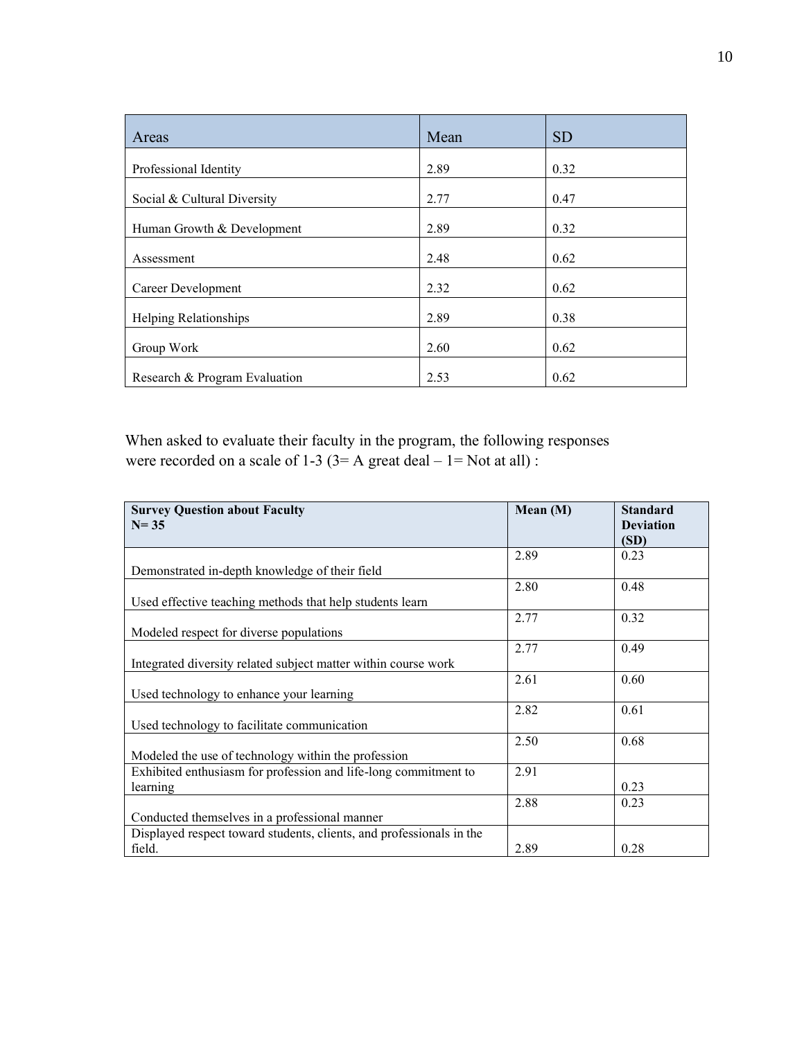| Areas | Mean | SD |
| --- | --- | --- |
| Professional Identity | 2.89 | 0.32 |
| Social & Cultural Diversity | 2.77 | 0.47 |
| Human Growth & Development | 2.89 | 0.32 |
| Assessment | 2.48 | 0.62 |
| Career Development | 2.32 | 0.62 |
| Helping Relationships | 2.89 | 0.38 |
| Group Work | 2.60 | 0.62 |
| Research & Program Evaluation | 2.53 | 0.62 |

When asked to evaluate their faculty in the program, the following responses were recorded on a scale of 1-3 (3= A great deal – 1= Not at all) :

| **Survey Question about Faculty N= 35** | **Mean (M)** | **Standard Deviation (SD)** |
| --- | --- | --- |
| Demonstrated in-depth knowledge of their field | 2.89 | 0.23 |
| Used effective teaching methods that help students learn | 2.80 | 0.48 |
| Modeled respect for diverse populations | 2.77 | 0.32 |
| Integrated diversity related subject matter within course work | 2.77 | 0.49 |
| Used technology to enhance your learning | 2.61 | 0.60 |
| Used technology to facilitate communication | 2.82 | 0.61 |
| Modeled the use of technology within the profession | 2.50 | 0.68 |
| Exhibited enthusiasm for profession and life-long commitment to learning | 2.91 | 0.23 |
| Conducted themselves in a professional manner | 2.88 | 0.23 |
| Displayed respect toward students, clients, and professionals in the field. | 2.89 | 0.28 |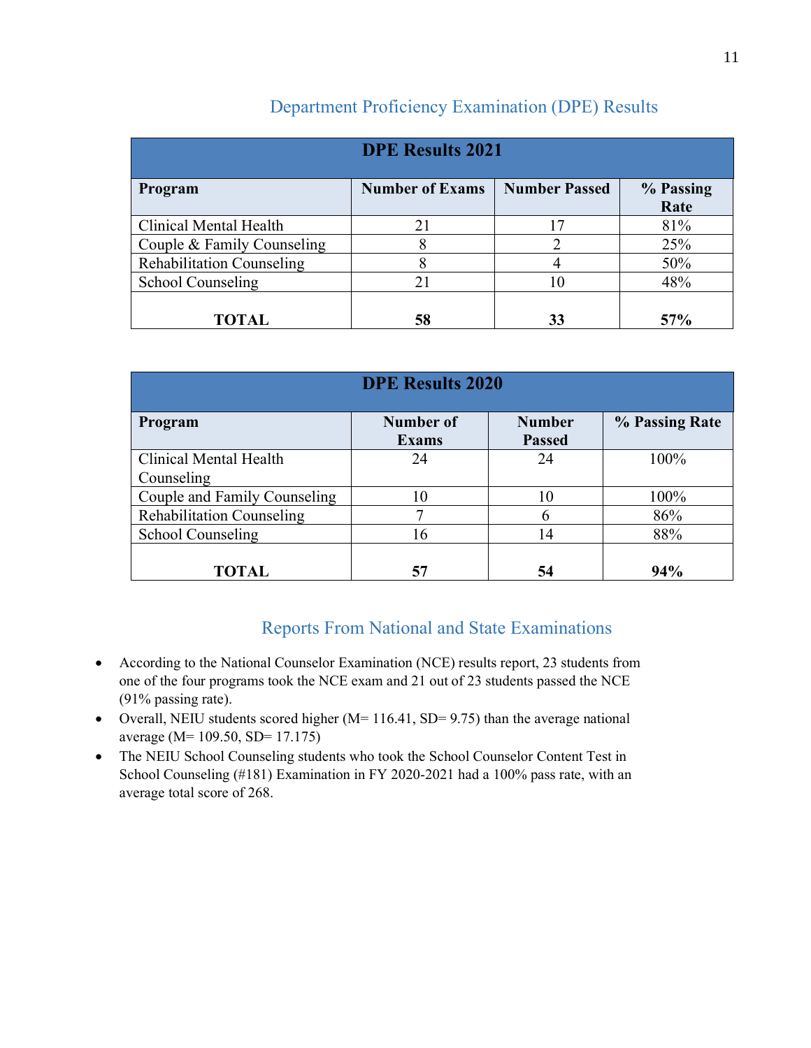## Department Proficiency Examination (DPE) Results

| DPE Results 2021 | | | |
|---|---|---|---|
| **Program** | **Number of Exams** | **Number Passed** | **% Passing Rate** |
| Clinical Mental Health | 21 | 17 | 81% |
| Couple & Family Counseling | 8 | 2 | 25% |
| Rehabilitation Counseling | 8 | 4 | 50% |
| School Counseling | 21 | 10 | 48% |
| **TOTAL** | **58** | **33** | **57%** |

| DPE Results 2020 | | | |
|---|---|---|---|
| **Program** | **Number of Exams** | **Number Passed** | **% Passing Rate** |
| Clinical Mental Health Counseling | 24 | 24 | 100% |
| Couple and Family Counseling | 10 | 10 | 100% |
| Rehabilitation Counseling | 7 | 6 | 86% |
| School Counseling | 16 | 14 | 88% |
| **TOTAL** | **57** | **54** | **94%** |

## Reports From National and State Examinations

- According to the National Counselor Examination (NCE) results report, 23 students from one of the four programs took the NCE exam and 21 out of 23 students passed the NCE (91% passing rate).
- Overall, NEIU students scored higher (M= 116.41, SD= 9.75) than the average national average (M= 109.50, SD= 17.175)
- The NEIU School Counseling students who took the School Counselor Content Test in School Counseling (#181) Examination in FY 2020-2021 had a 100% pass rate, with an average total score of 268.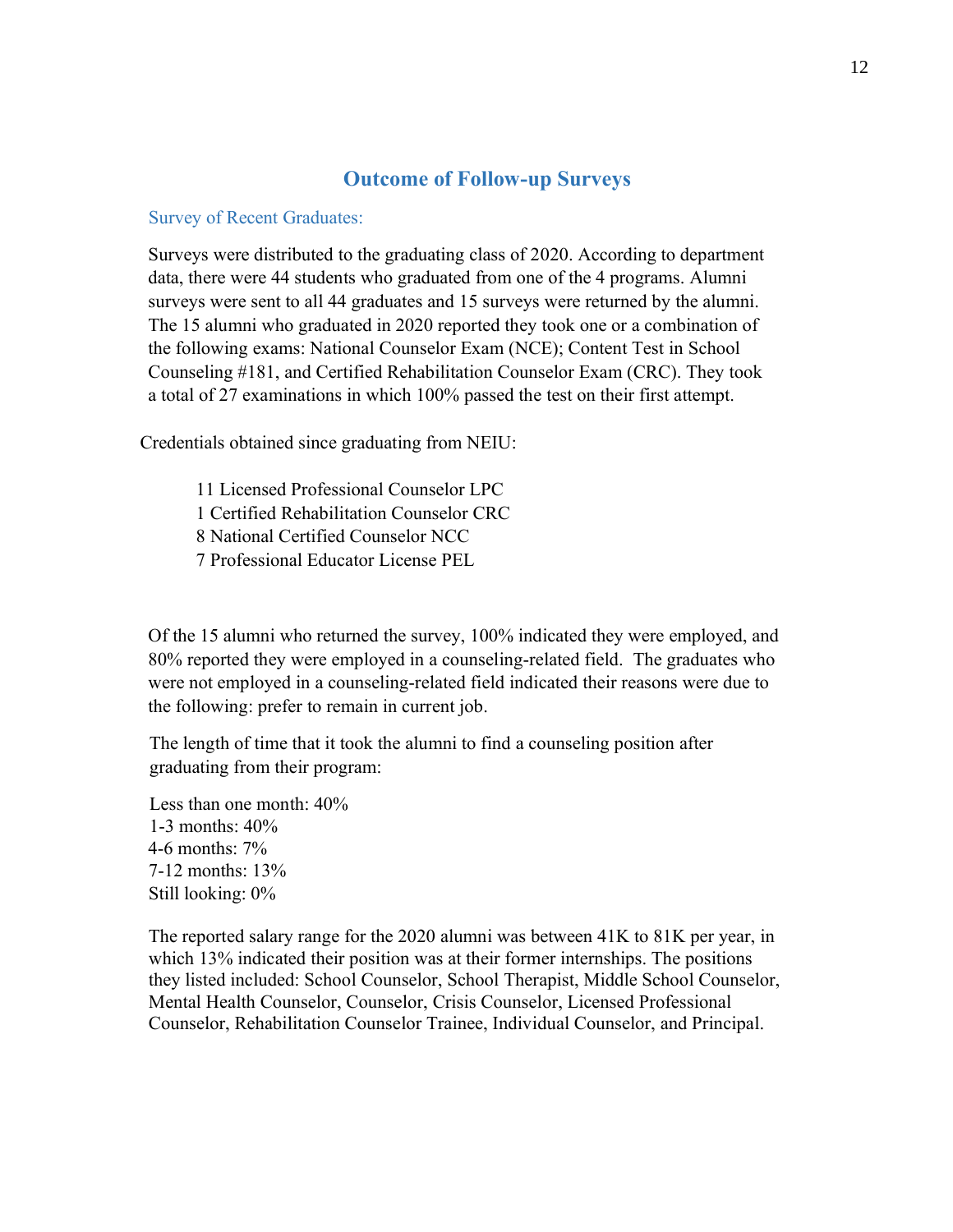## Outcome of Follow-up Surveys

### Survey of Recent Graduates:

Surveys were distributed to the graduating class of 2020. According to department data, there were 44 students who graduated from one of the 4 programs. Alumni surveys were sent to all 44 graduates and 15 surveys were returned by the alumni. The 15 alumni who graduated in 2020 reported they took one or a combination of the following exams: National Counselor Exam (NCE); Content Test in School Counseling #181, and Certified Rehabilitation Counselor Exam (CRC). They took a total of 27 examinations in which 100% passed the test on their first attempt.

Credentials obtained since graduating from NEIU:

- 11 Licensed Professional Counselor LPC
- 1 Certified Rehabilitation Counselor CRC
- 8 National Certified Counselor NCC
- 7 Professional Educator License PEL

Of the 15 alumni who returned the survey, 100% indicated they were employed, and 80% reported they were employed in a counseling-related field. The graduates who were not employed in a counseling-related field indicated their reasons were due to the following: prefer to remain in current job.

The length of time that it took the alumni to find a counseling position after graduating from their program:

Less than one month: 40%
1-3 months: 40%
4-6 months: 7%
7-12 months: 13%
Still looking: 0%

The reported salary range for the 2020 alumni was between 41K to 81K per year, in which 13% indicated their position was at their former internships. The positions they listed included: School Counselor, School Therapist, Middle School Counselor, Mental Health Counselor, Counselor, Crisis Counselor, Licensed Professional Counselor, Rehabilitation Counselor Trainee, Individual Counselor, and Principal.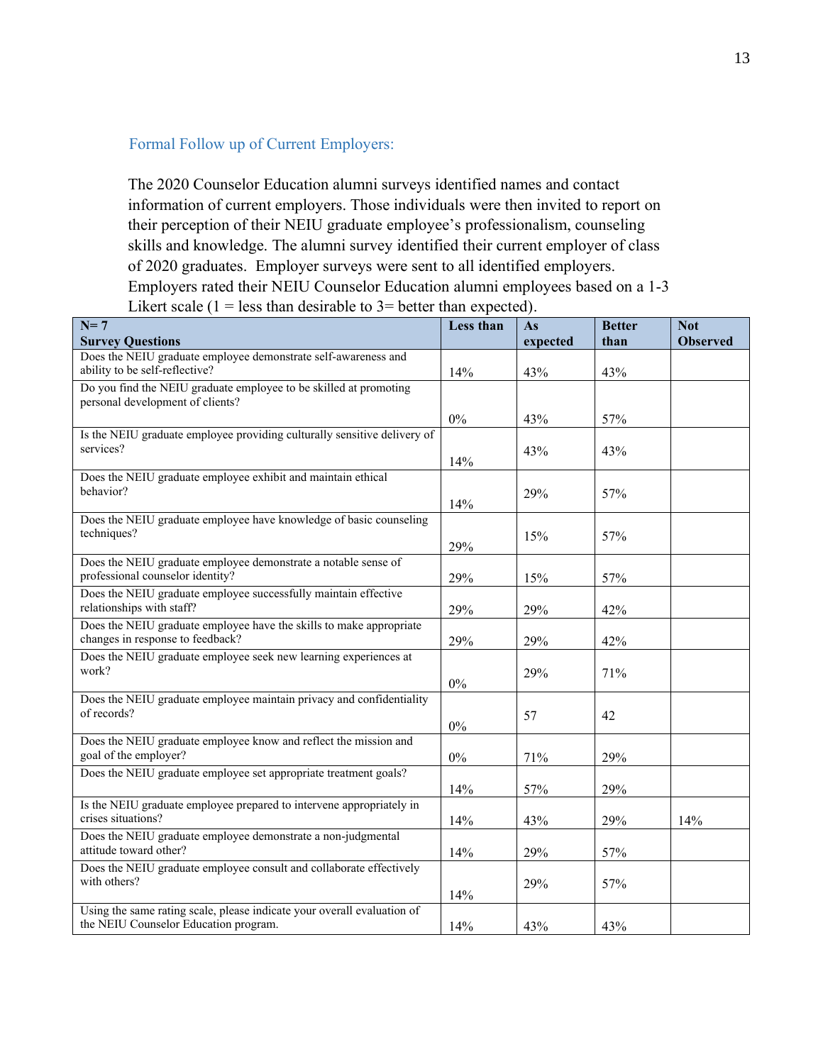## Formal Follow up of Current Employers:

The 2020 Counselor Education alumni surveys identified names and contact information of current employers. Those individuals were then invited to report on their perception of their NEIU graduate employee's professionalism, counseling skills and knowledge. The alumni survey identified their current employer of class of 2020 graduates. Employer surveys were sent to all identified employers. Employers rated their NEIU Counselor Education alumni employees based on a 1-3 Likert scale (1 = less than desirable to 3= better than expected).

| N= 7<br>Survey Questions | Less than | As expected | Better than | Not Observed |
|---|---|---|---|---|
| Does the NEIU graduate employee demonstrate self-awareness and ability to be self-reflective? | 14% | 43% | 43% | |
| Do you find the NEIU graduate employee to be skilled at promoting personal development of clients? | 0% | 43% | 57% | |
| Is the NEIU graduate employee providing culturally sensitive delivery of services? | 14% | 43% | 43% | |
| Does the NEIU graduate employee exhibit and maintain ethical behavior? | 14% | 29% | 57% | |
| Does the NEIU graduate employee have knowledge of basic counseling techniques? | 29% | 15% | 57% | |
| Does the NEIU graduate employee demonstrate a notable sense of professional counselor identity? | 29% | 15% | 57% | |
| Does the NEIU graduate employee successfully maintain effective relationships with staff? | 29% | 29% | 42% | |
| Does the NEIU graduate employee have the skills to make appropriate changes in response to feedback? | 29% | 29% | 42% | |
| Does the NEIU graduate employee seek new learning experiences at work? | 0% | 29% | 71% | |
| Does the NEIU graduate employee maintain privacy and confidentiality of records? | 0% | 57 | 42 | |
| Does the NEIU graduate employee know and reflect the mission and goal of the employer? | 0% | 71% | 29% | |
| Does the NEIU graduate employee set appropriate treatment goals? | 14% | 57% | 29% | |
| Is the NEIU graduate employee prepared to intervene appropriately in crises situations? | 14% | 43% | 29% | 14% |
| Does the NEIU graduate employee demonstrate a non-judgmental attitude toward other? | 14% | 29% | 57% | |
| Does the NEIU graduate employee consult and collaborate effectively with others? | 14% | 29% | 57% | |
| Using the same rating scale, please indicate your overall evaluation of the NEIU Counselor Education program. | 14% | 43% | 43% | |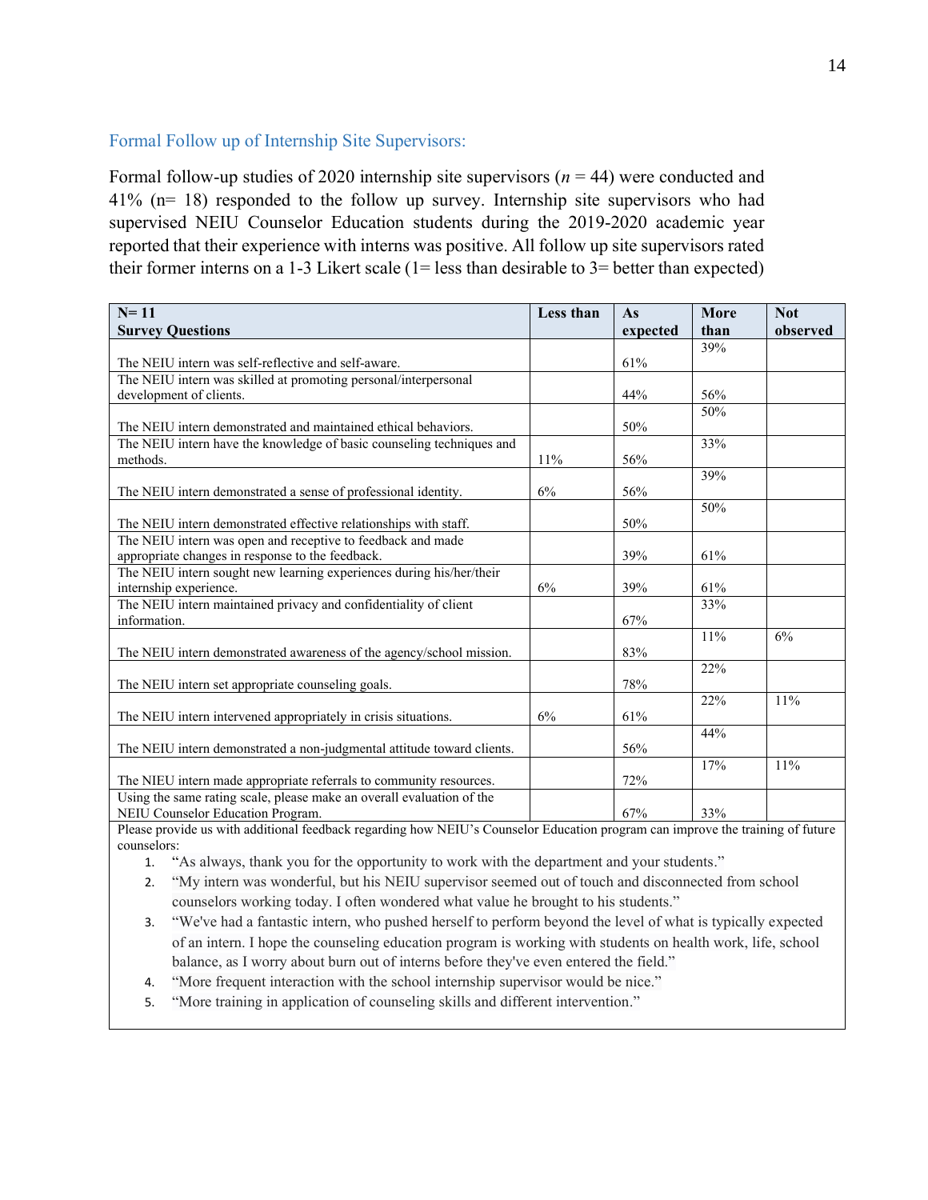## Formal Follow up of Internship Site Supervisors:

Formal follow-up studies of 2020 internship site supervisors ($n$ = 44) were conducted and 41% (n= 18) responded to the follow up survey. Internship site supervisors who had supervised NEIU Counselor Education students during the 2019-2020 academic year reported that their experience with interns was positive. All follow up site supervisors rated their former interns on a 1-3 Likert scale (1= less than desirable to 3= better than expected)

| N= 11<br>Survey Questions | Less than | As expected | More than | Not observed |
|---|---|---|---|---|
| The NEIU intern was self-reflective and self-aware. | | 61% | 39% | |
| The NEIU intern was skilled at promoting personal/interpersonal development of clients. | | 44% | 56% | |
| The NEIU intern demonstrated and maintained ethical behaviors. | | 50% | 50% | |
| The NEIU intern have the knowledge of basic counseling techniques and methods. | 11% | 56% | 33% | |
| The NEIU intern demonstrated a sense of professional identity. | 6% | 56% | 39% | |
| The NEIU intern demonstrated effective relationships with staff. | | 50% | 50% | |
| The NEIU intern was open and receptive to feedback and made appropriate changes in response to the feedback. | | 39% | 61% | |
| The NEIU intern sought new learning experiences during his/her/their internship experience. | 6% | 39% | 61% | |
| The NEIU intern maintained privacy and confidentiality of client information. | | 67% | 33% | |
| The NEIU intern demonstrated awareness of the agency/school mission. | | 83% | 11% | 6% |
| The NEIU intern set appropriate counseling goals. | | 78% | 22% | |
| The NEIU intern intervened appropriately in crisis situations. | 6% | 61% | 22% | 11% |
| The NEIU intern demonstrated a non-judgmental attitude toward clients. | | 56% | 44% | |
| The NIEU intern made appropriate referrals to community resources. | | 72% | 17% | 11% |
| Using the same rating scale, please make an overall evaluation of the NEIU Counselor Education Program. | | 67% | 33% | |

Please provide us with additional feedback regarding how NEIU's Counselor Education program can improve the training of future counselors:

1. "As always, thank you for the opportunity to work with the department and your students."
2. "My intern was wonderful, but his NEIU supervisor seemed out of touch and disconnected from school counselors working today. I often wondered what value he brought to his students."
3. "We've had a fantastic intern, who pushed herself to perform beyond the level of what is typically expected of an intern. I hope the counseling education program is working with students on health work, life, school balance, as I worry about burn out of interns before they've even entered the field."
4. "More frequent interaction with the school internship supervisor would be nice."
5. "More training in application of counseling skills and different intervention."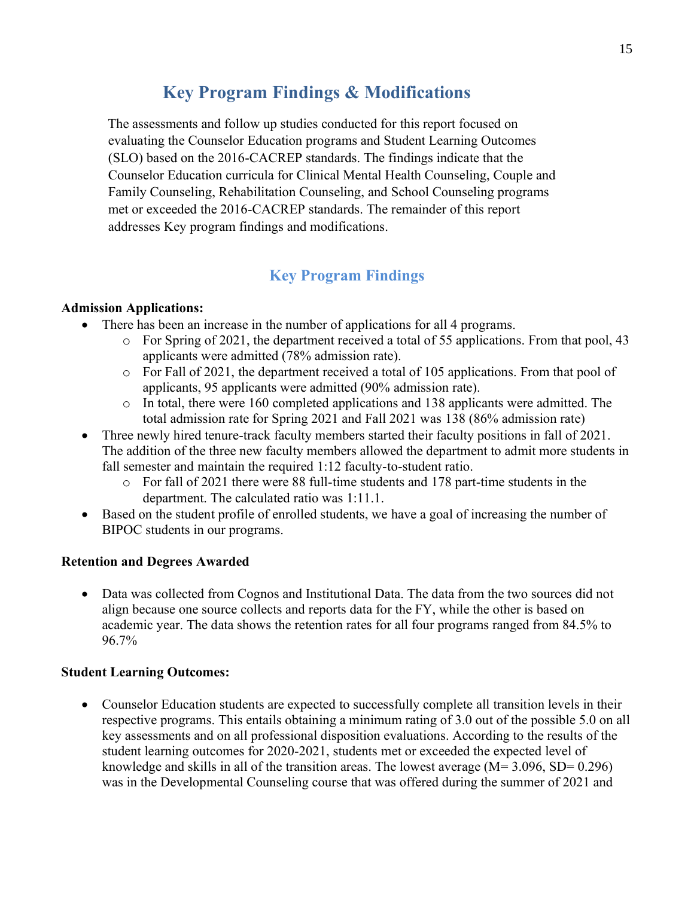# Key Program Findings & Modifications

The assessments and follow up studies conducted for this report focused on evaluating the Counselor Education programs and Student Learning Outcomes (SLO) based on the 2016-CACREP standards. The findings indicate that the Counselor Education curricula for Clinical Mental Health Counseling, Couple and Family Counseling, Rehabilitation Counseling, and School Counseling programs met or exceeded the 2016-CACREP standards. The remainder of this report addresses Key program findings and modifications.

## Key Program Findings

**Admission Applications:**

- There has been an increase in the number of applications for all 4 programs.
  - For Spring of 2021, the department received a total of 55 applications. From that pool, 43 applicants were admitted (78% admission rate).
  - For Fall of 2021, the department received a total of 105 applications. From that pool of applicants, 95 applicants were admitted (90% admission rate).
  - In total, there were 160 completed applications and 138 applicants were admitted. The total admission rate for Spring 2021 and Fall 2021 was 138 (86% admission rate)
- Three newly hired tenure-track faculty members started their faculty positions in fall of 2021. The addition of the three new faculty members allowed the department to admit more students in fall semester and maintain the required 1:12 faculty-to-student ratio.
  - For fall of 2021 there were 88 full-time students and 178 part-time students in the department. The calculated ratio was 1:11.1.
- Based on the student profile of enrolled students, we have a goal of increasing the number of BIPOC students in our programs.

**Retention and Degrees Awarded**

- Data was collected from Cognos and Institutional Data. The data from the two sources did not align because one source collects and reports data for the FY, while the other is based on academic year. The data shows the retention rates for all four programs ranged from 84.5% to 96.7%

**Student Learning Outcomes:**

- Counselor Education students are expected to successfully complete all transition levels in their respective programs. This entails obtaining a minimum rating of 3.0 out of the possible 5.0 on all key assessments and on all professional disposition evaluations. According to the results of the student learning outcomes for 2020-2021, students met or exceeded the expected level of knowledge and skills in all of the transition areas. The lowest average ($M = 3.096$, $SD = 0.296$) was in the Developmental Counseling course that was offered during the summer of 2021 and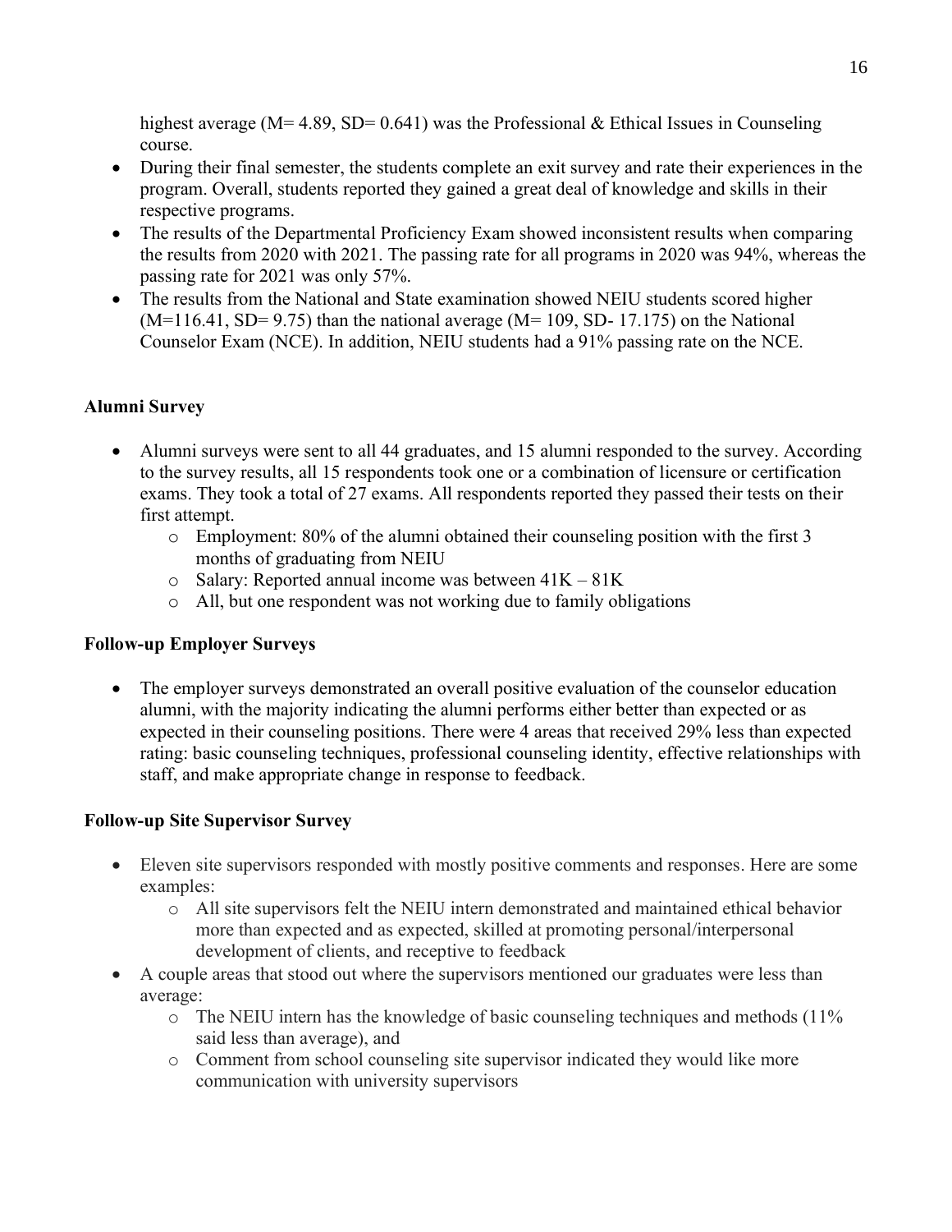highest average ($M= 4.89$, $SD= 0.641$) was the Professional & Ethical Issues in Counseling course.

- During their final semester, the students complete an exit survey and rate their experiences in the program. Overall, students reported they gained a great deal of knowledge and skills in their respective programs.
- The results of the Departmental Proficiency Exam showed inconsistent results when comparing the results from 2020 with 2021. The passing rate for all programs in 2020 was 94%, whereas the passing rate for 2021 was only 57%.
- The results from the National and State examination showed NEIU students scored higher ($M=116.41$, $SD= 9.75$) than the national average ($M= 109$, SD- 17.175) on the National Counselor Exam (NCE). In addition, NEIU students had a 91% passing rate on the NCE.

**Alumni Survey**

- Alumni surveys were sent to all 44 graduates, and 15 alumni responded to the survey. According to the survey results, all 15 respondents took one or a combination of licensure or certification exams. They took a total of 27 exams. All respondents reported they passed their tests on their first attempt.
  - Employment: 80% of the alumni obtained their counseling position with the first 3 months of graduating from NEIU
  - Salary: Reported annual income was between 41K – 81K
  - All, but one respondent was not working due to family obligations

**Follow-up Employer Surveys**

- The employer surveys demonstrated an overall positive evaluation of the counselor education alumni, with the majority indicating the alumni performs either better than expected or as expected in their counseling positions. There were 4 areas that received 29% less than expected rating: basic counseling techniques, professional counseling identity, effective relationships with staff, and make appropriate change in response to feedback.

**Follow-up Site Supervisor Survey**

- Eleven site supervisors responded with mostly positive comments and responses. Here are some examples:
  - All site supervisors felt the NEIU intern demonstrated and maintained ethical behavior more than expected and as expected, skilled at promoting personal/interpersonal development of clients, and receptive to feedback
- A couple areas that stood out where the supervisors mentioned our graduates were less than average:
  - The NEIU intern has the knowledge of basic counseling techniques and methods (11% said less than average), and
  - Comment from school counseling site supervisor indicated they would like more communication with university supervisors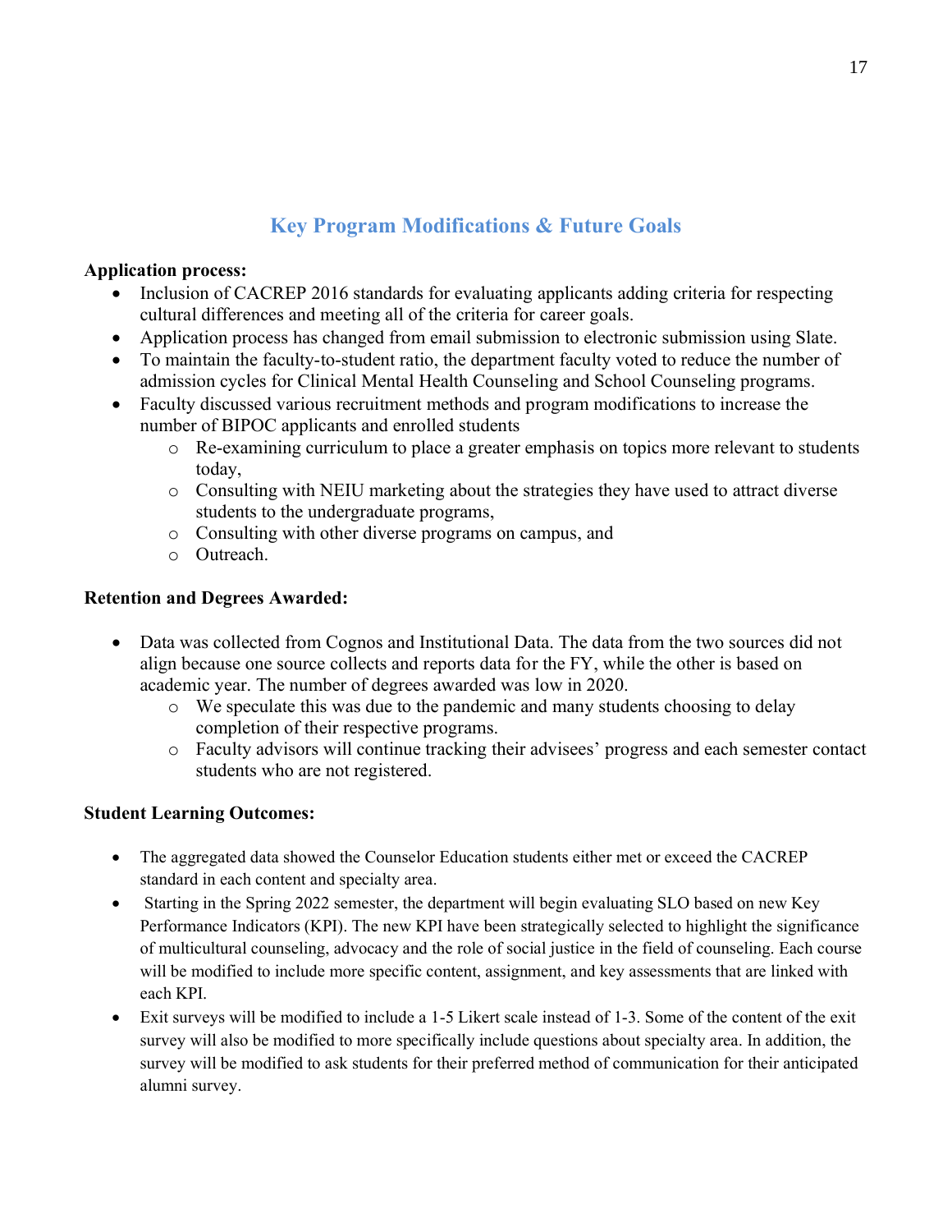## Key Program Modifications & Future Goals

**Application process:**

- Inclusion of CACREP 2016 standards for evaluating applicants adding criteria for respecting cultural differences and meeting all of the criteria for career goals.
- Application process has changed from email submission to electronic submission using Slate.
- To maintain the faculty-to-student ratio, the department faculty voted to reduce the number of admission cycles for Clinical Mental Health Counseling and School Counseling programs.
- Faculty discussed various recruitment methods and program modifications to increase the number of BIPOC applicants and enrolled students
    - Re-examining curriculum to place a greater emphasis on topics more relevant to students today,
    - Consulting with NEIU marketing about the strategies they have used to attract diverse students to the undergraduate programs,
    - Consulting with other diverse programs on campus, and
    - Outreach.

**Retention and Degrees Awarded:**

- Data was collected from Cognos and Institutional Data. The data from the two sources did not align because one source collects and reports data for the FY, while the other is based on academic year. The number of degrees awarded was low in 2020.
    - We speculate this was due to the pandemic and many students choosing to delay completion of their respective programs.
    - Faculty advisors will continue tracking their advisees' progress and each semester contact students who are not registered.

**Student Learning Outcomes:**

- The aggregated data showed the Counselor Education students either met or exceed the CACREP standard in each content and specialty area.
- Starting in the Spring 2022 semester, the department will begin evaluating SLO based on new Key Performance Indicators (KPI). The new KPI have been strategically selected to highlight the significance of multicultural counseling, advocacy and the role of social justice in the field of counseling. Each course will be modified to include more specific content, assignment, and key assessments that are linked with each KPI.
- Exit surveys will be modified to include a 1-5 Likert scale instead of 1-3. Some of the content of the exit survey will also be modified to more specifically include questions about specialty area. In addition, the survey will be modified to ask students for their preferred method of communication for their anticipated alumni survey.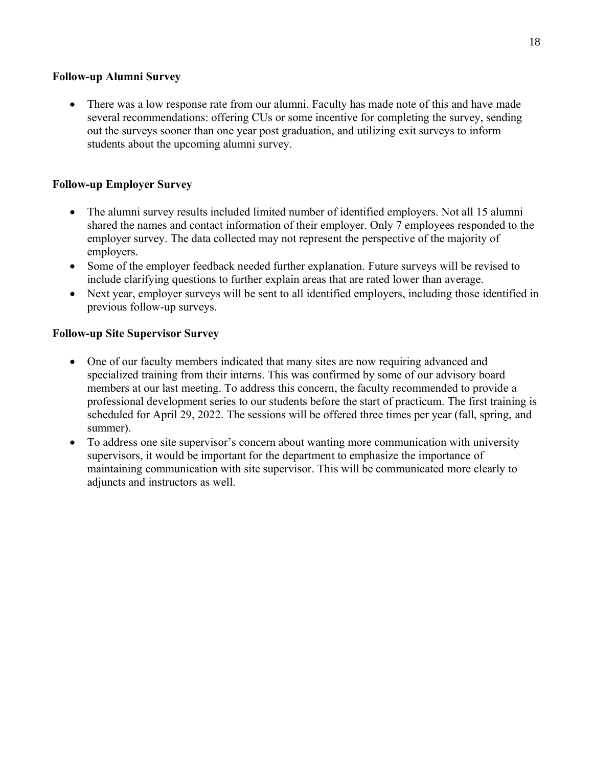**Follow-up Alumni Survey**

- There was a low response rate from our alumni. Faculty has made note of this and have made several recommendations: offering CUs or some incentive for completing the survey, sending out the surveys sooner than one year post graduation, and utilizing exit surveys to inform students about the upcoming alumni survey.

**Follow-up Employer Survey**

- The alumni survey results included limited number of identified employers. Not all 15 alumni shared the names and contact information of their employer. Only 7 employees responded to the employer survey. The data collected may not represent the perspective of the majority of employers.
- Some of the employer feedback needed further explanation. Future surveys will be revised to include clarifying questions to further explain areas that are rated lower than average.
- Next year, employer surveys will be sent to all identified employers, including those identified in previous follow-up surveys.

**Follow-up Site Supervisor Survey**

- One of our faculty members indicated that many sites are now requiring advanced and specialized training from their interns. This was confirmed by some of our advisory board members at our last meeting. To address this concern, the faculty recommended to provide a professional development series to our students before the start of practicum. The first training is scheduled for April 29, 2022. The sessions will be offered three times per year (fall, spring, and summer).
- To address one site supervisor's concern about wanting more communication with university supervisors, it would be important for the department to emphasize the importance of maintaining communication with site supervisor. This will be communicated more clearly to adjuncts and instructors as well.